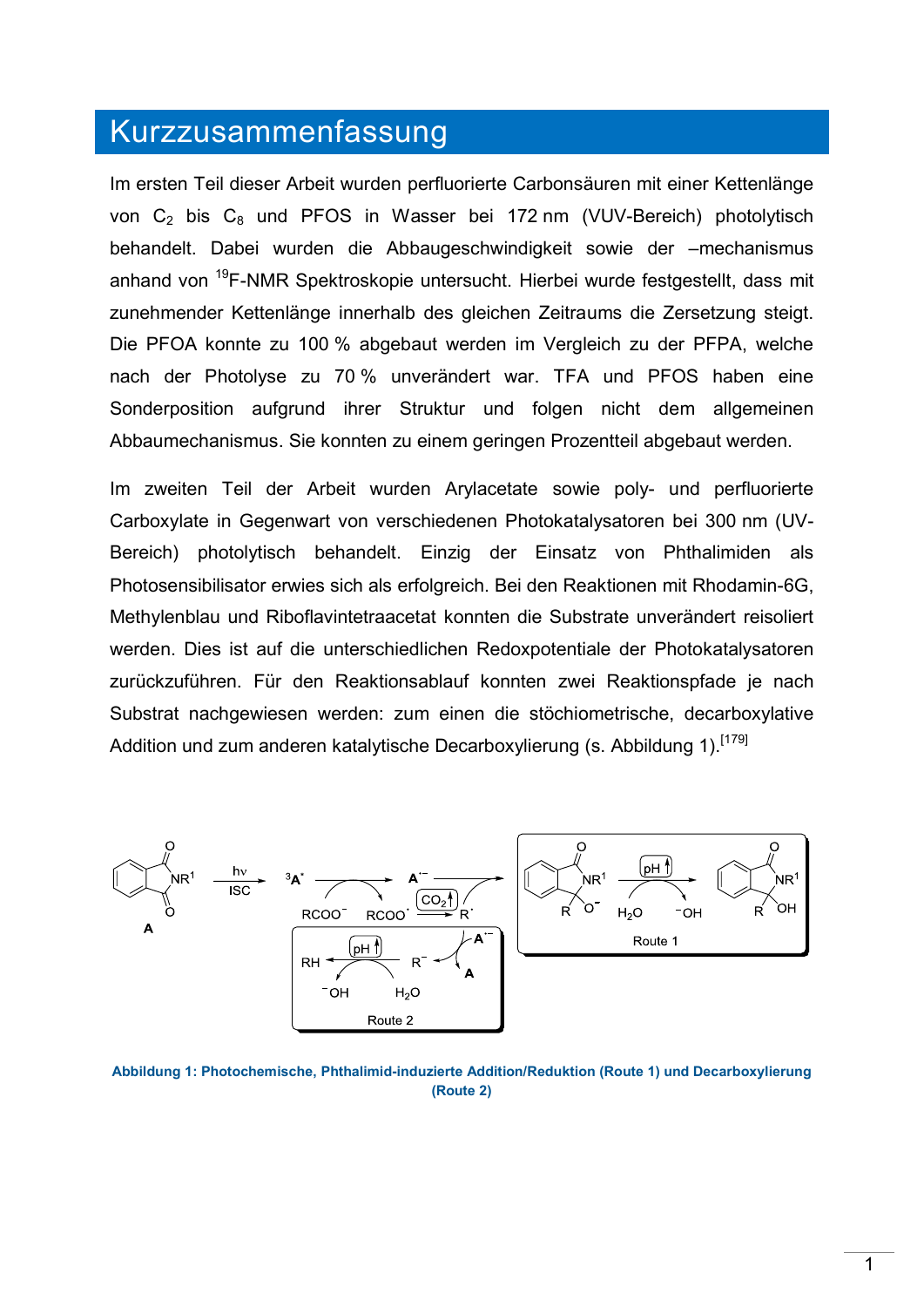# Kurzzusammenfassung

Im ersten Teil dieser Arbeit wurden perfluorierte Carbonsäuren mit einer Kettenlänge von $C_2$ bis $C_8$ und PFOS in Wasser bei 172 nm (VUV-Bereich) photolytisch behandelt. Dabei wurden die Abbaugeschwindigkeit sowie der –mechanismus anhand von $^{19}$F-NMR Spektroskopie untersucht. Hierbei wurde festgestellt, dass mit zunehmender Kettenlänge innerhalb des gleichen Zeitraums die Zersetzung steigt. Die PFOA konnte zu 100 % abgebaut werden im Vergleich zu der PFPA, welche nach der Photolyse zu 70 % unverändert war. TFA und PFOS haben eine Sonderposition aufgrund ihrer Struktur und folgen nicht dem allgemeinen Abbaumechanismus. Sie konnten zu einem geringen Prozentteil abgebaut werden.

Im zweiten Teil der Arbeit wurden Arylacetate sowie poly- und perfluorierte Carboxylate in Gegenwart von verschiedenen Photokatalysatoren bei 300 nm (UV-Bereich) photolytisch behandelt. Einzig der Einsatz von Phthalimiden als Photosensibilisator erwies sich als erfolgreich. Bei den Reaktionen mit Rhodamin-6G, Methylenblau und Riboflavintetraacetat konnten die Substrate unverändert reisoliert werden. Dies ist auf die unterschiedlichen Redoxpotentiale der Photokatalysatoren zurückzuführen. Für den Reaktionsablauf konnten zwei Reaktionspfade je nach Substrat nachgewiesen werden: zum einen die stöchiometrische, decarboxylative Addition und zum anderen katalytische Decarboxylierung (s. Abbildung 1).[179]

**Abbildung 1: Photochemische, Phthalimid-induzierte Addition/Reduktion (Route 1) und Decarboxylierung (Route 2)**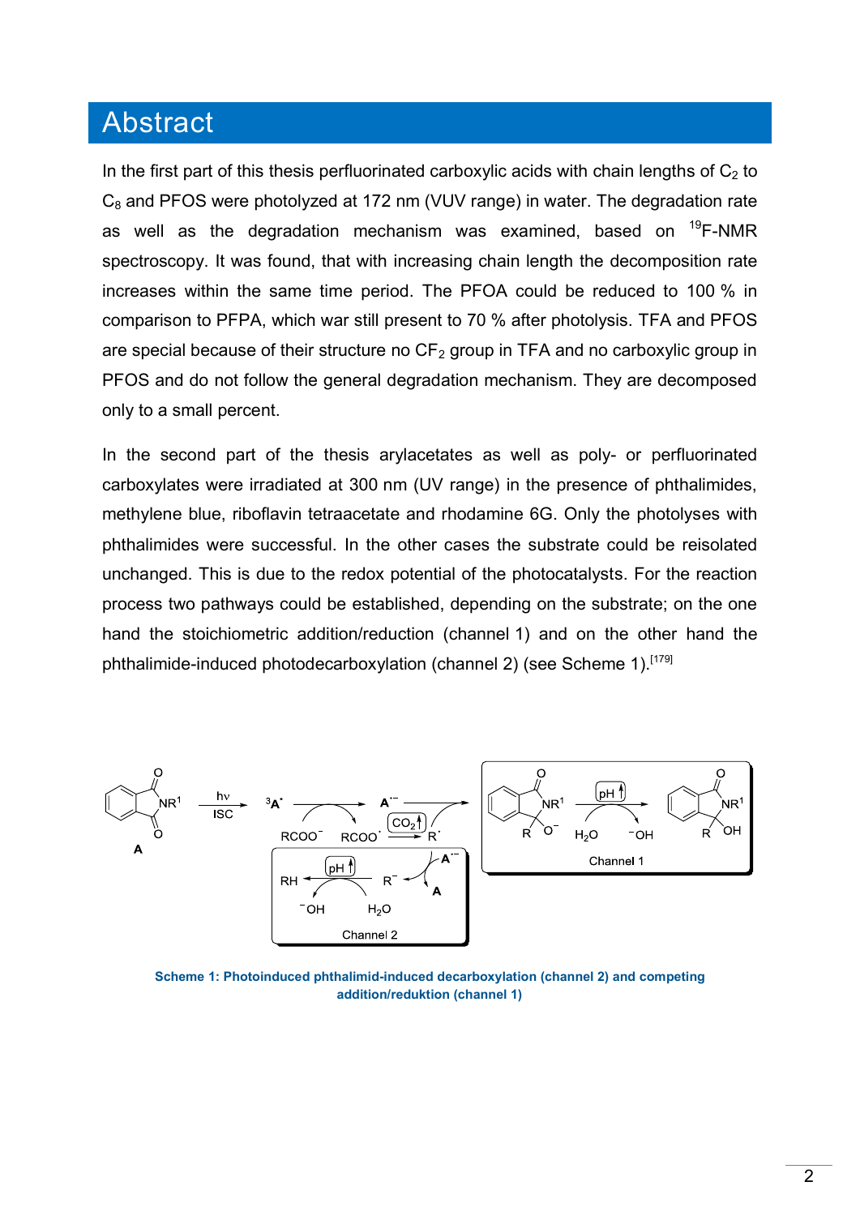# Abstract

In the first part of this thesis perfluorinated carboxylic acids with chain lengths of $C_2$ to $C_8$ and PFOS were photolyzed at 172 nm (VUV range) in water. The degradation rate as well as the degradation mechanism was examined, based on $^{19}$F-NMR spectroscopy. It was found, that with increasing chain length the decomposition rate increases within the same time period. The PFOA could be reduced to 100 % in comparison to PFPA, which war still present to 70 % after photolysis. TFA and PFOS are special because of their structure no $CF_2$ group in TFA and no carboxylic group in PFOS and do not follow the general degradation mechanism. They are decomposed only to a small percent.

In the second part of the thesis arylacetates as well as poly- or perfluorinated carboxylates were irradiated at 300 nm (UV range) in the presence of phthalimides, methylene blue, riboflavin tetraacetate and rhodamine 6G. Only the photolyses with phthalimides were successful. In the other cases the substrate could be reisolated unchanged. This is due to the redox potential of the photocatalysts. For the reaction process two pathways could be established, depending on the substrate; on the one hand the stoichiometric addition/reduction (channel 1) and on the other hand the phthalimide-induced photodecarboxylation (channel 2) (see Scheme 1).[179]

A

hν

ISC

$^3$A*

RCOO⁻

RCOO·

A·⁻

$CO_2$

R·

pH

$H_2O$

⁻OH

Channel 1

RH

pH

R⁻

A·⁻

A

⁻OH

$H_2O$

Channel 2

**Scheme 1: Photoinduced phthalimid-induced decarboxylation (channel 2) and competing addition/reduktion (channel 1)**